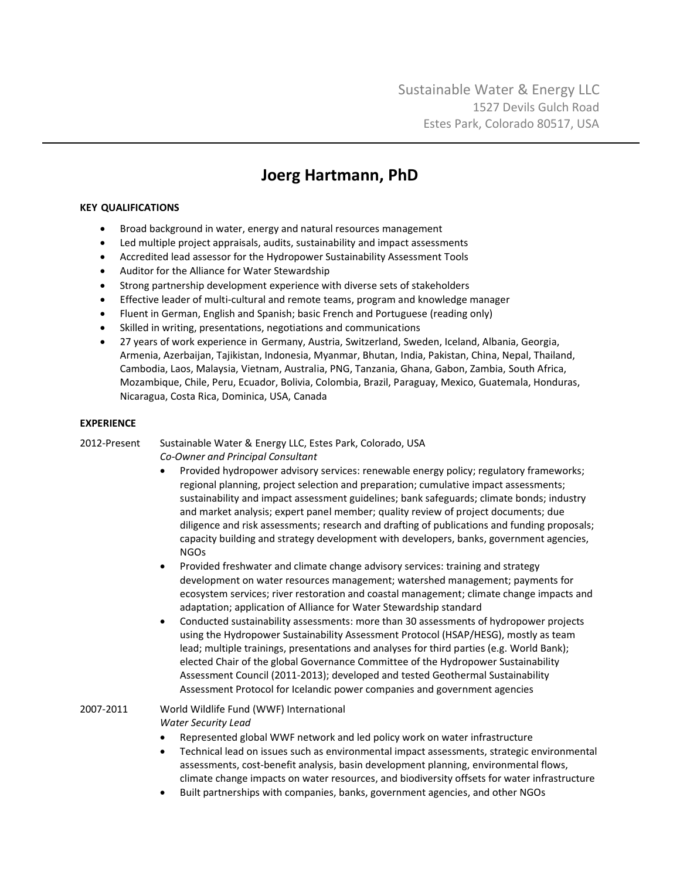Sustainable Water & Energy LLC
1527 Devils Gulch Road
Estes Park, Colorado 80517, USA

# Joerg Hartmann, PhD

## KEY QUALIFICATIONS

- Broad background in water, energy and natural resources management
- Led multiple project appraisals, audits, sustainability and impact assessments
- Accredited lead assessor for the Hydropower Sustainability Assessment Tools
- Auditor for the Alliance for Water Stewardship
- Strong partnership development experience with diverse sets of stakeholders
- Effective leader of multi-cultural and remote teams, program and knowledge manager
- Fluent in German, English and Spanish; basic French and Portuguese (reading only)
- Skilled in writing, presentations, negotiations and communications
- 27 years of work experience in Germany, Austria, Switzerland, Sweden, Iceland, Albania, Georgia, Armenia, Azerbaijan, Tajikistan, Indonesia, Myanmar, Bhutan, India, Pakistan, China, Nepal, Thailand, Cambodia, Laos, Malaysia, Vietnam, Australia, PNG, Tanzania, Ghana, Gabon, Zambia, South Africa, Mozambique, Chile, Peru, Ecuador, Bolivia, Colombia, Brazil, Paraguay, Mexico, Guatemala, Honduras, Nicaragua, Costa Rica, Dominica, USA, Canada

## EXPERIENCE

**2012-Present** Sustainable Water & Energy LLC, Estes Park, Colorado, USA
*Co-Owner and Principal Consultant*

- Provided hydropower advisory services: renewable energy policy; regulatory frameworks; regional planning, project selection and preparation; cumulative impact assessments; sustainability and impact assessment guidelines; bank safeguards; climate bonds; industry and market analysis; expert panel member; quality review of project documents; due diligence and risk assessments; research and drafting of publications and funding proposals; capacity building and strategy development with developers, banks, government agencies, NGOs
- Provided freshwater and climate change advisory services: training and strategy development on water resources management; watershed management; payments for ecosystem services; river restoration and coastal management; climate change impacts and adaptation; application of Alliance for Water Stewardship standard
- Conducted sustainability assessments: more than 30 assessments of hydropower projects using the Hydropower Sustainability Assessment Protocol (HSAP/HESG), mostly as team lead; multiple trainings, presentations and analyses for third parties (e.g. World Bank); elected Chair of the global Governance Committee of the Hydropower Sustainability Assessment Council (2011-2013); developed and tested Geothermal Sustainability Assessment Protocol for Icelandic power companies and government agencies

**2007-2011** World Wildlife Fund (WWF) International
*Water Security Lead*

- Represented global WWF network and led policy work on water infrastructure
- Technical lead on issues such as environmental impact assessments, strategic environmental assessments, cost-benefit analysis, basin development planning, environmental flows, climate change impacts on water resources, and biodiversity offsets for water infrastructure
- Built partnerships with companies, banks, government agencies, and other NGOs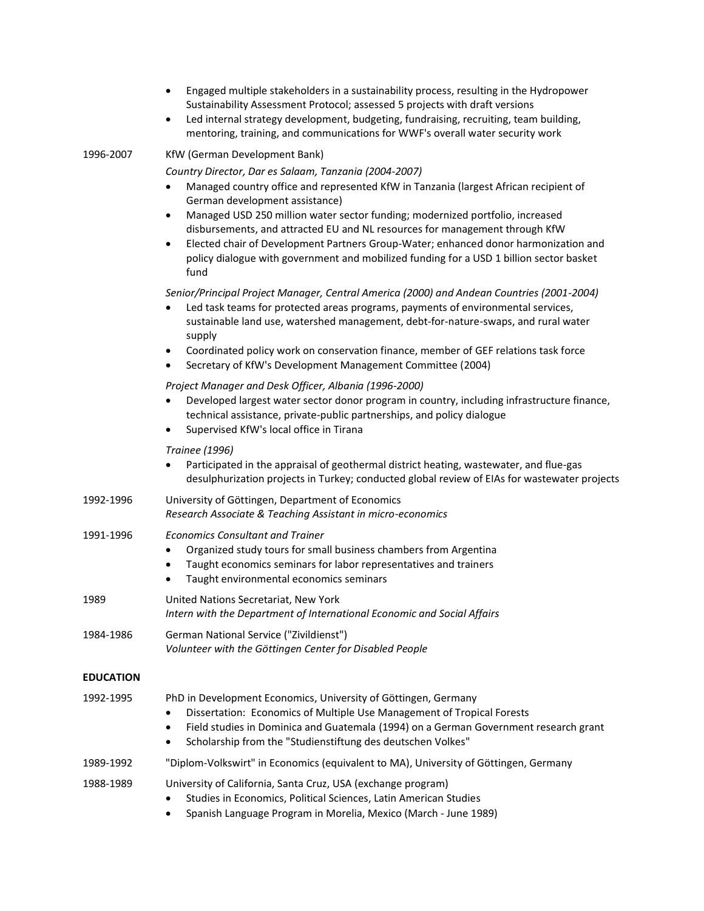- Engaged multiple stakeholders in a sustainability process, resulting in the Hydropower Sustainability Assessment Protocol; assessed 5 projects with draft versions
- Led internal strategy development, budgeting, fundraising, recruiting, team building, mentoring, training, and communications for WWF's overall water security work

**1996-2007** KfW (German Development Bank)

*Country Director, Dar es Salaam, Tanzania (2004-2007)*

- Managed country office and represented KfW in Tanzania (largest African recipient of German development assistance)
- Managed USD 250 million water sector funding; modernized portfolio, increased disbursements, and attracted EU and NL resources for management through KfW
- Elected chair of Development Partners Group-Water; enhanced donor harmonization and policy dialogue with government and mobilized funding for a USD 1 billion sector basket fund

*Senior/Principal Project Manager, Central America (2000) and Andean Countries (2001-2004)*

- Led task teams for protected areas programs, payments of environmental services, sustainable land use, watershed management, debt-for-nature-swaps, and rural water supply
- Coordinated policy work on conservation finance, member of GEF relations task force
- Secretary of KfW's Development Management Committee (2004)

*Project Manager and Desk Officer, Albania (1996-2000)*

- Developed largest water sector donor program in country, including infrastructure finance, technical assistance, private-public partnerships, and policy dialogue
- Supervised KfW's local office in Tirana

*Trainee (1996)*

- Participated in the appraisal of geothermal district heating, wastewater, and flue-gas desulphurization projects in Turkey; conducted global review of EIAs for wastewater projects

**1992-1996** University of Göttingen, Department of Economics
*Research Associate & Teaching Assistant in micro-economics*

**1991-1996** *Economics Consultant and Trainer*

- Organized study tours for small business chambers from Argentina
- Taught economics seminars for labor representatives and trainers
- Taught environmental economics seminars

**1989** United Nations Secretariat, New York
*Intern with the Department of International Economic and Social Affairs*

**1984-1986** German National Service ("Zivildienst")
*Volunteer with the Göttingen Center for Disabled People*

## EDUCATION

**1992-1995** PhD in Development Economics, University of Göttingen, Germany

- Dissertation: Economics of Multiple Use Management of Tropical Forests
- Field studies in Dominica and Guatemala (1994) on a German Government research grant
- Scholarship from the "Studienstiftung des deutschen Volkes"

**1989-1992** "Diplom-Volkswirt" in Economics (equivalent to MA), University of Göttingen, Germany

**1988-1989** University of California, Santa Cruz, USA (exchange program)

- Studies in Economics, Political Sciences, Latin American Studies
- Spanish Language Program in Morelia, Mexico (March - June 1989)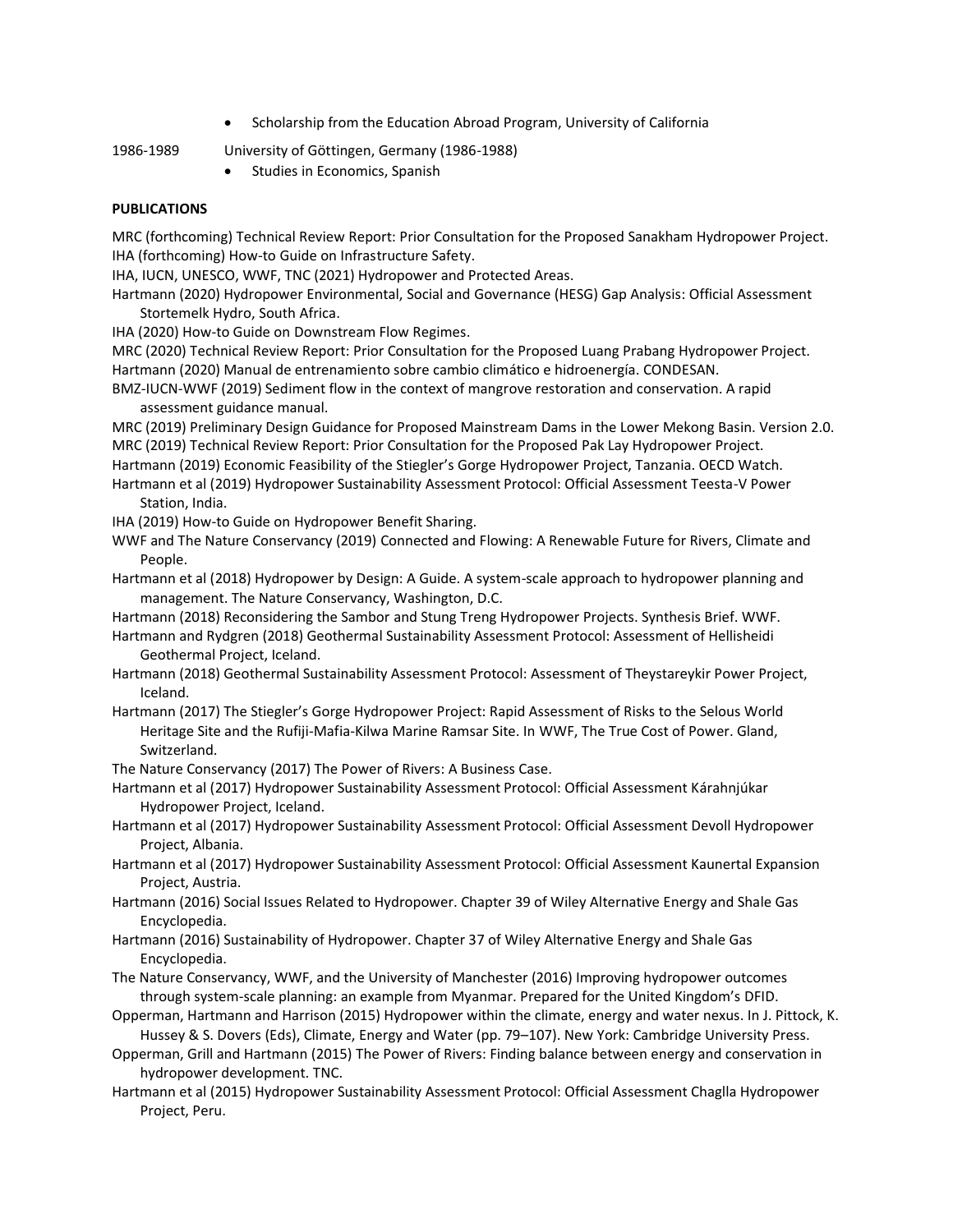- Scholarship from the Education Abroad Program, University of California

1986-1989 University of Göttingen, Germany (1986-1988)

- Studies in Economics, Spanish

**PUBLICATIONS**

MRC (forthcoming) Technical Review Report: Prior Consultation for the Proposed Sanakham Hydropower Project.

IHA (forthcoming) How-to Guide on Infrastructure Safety.

IHA, IUCN, UNESCO, WWF, TNC (2021) Hydropower and Protected Areas.

Hartmann (2020) Hydropower Environmental, Social and Governance (HESG) Gap Analysis: Official Assessment Stortemelk Hydro, South Africa.

IHA (2020) How-to Guide on Downstream Flow Regimes.

MRC (2020) Technical Review Report: Prior Consultation for the Proposed Luang Prabang Hydropower Project.

Hartmann (2020) Manual de entrenamiento sobre cambio climático e hidroenergía. CONDESAN.

BMZ-IUCN-WWF (2019) Sediment flow in the context of mangrove restoration and conservation. A rapid assessment guidance manual.

MRC (2019) Preliminary Design Guidance for Proposed Mainstream Dams in the Lower Mekong Basin. Version 2.0.

MRC (2019) Technical Review Report: Prior Consultation for the Proposed Pak Lay Hydropower Project.

Hartmann (2019) Economic Feasibility of the Stiegler's Gorge Hydropower Project, Tanzania. OECD Watch.

Hartmann et al (2019) Hydropower Sustainability Assessment Protocol: Official Assessment Teesta-V Power Station, India.

IHA (2019) How-to Guide on Hydropower Benefit Sharing.

WWF and The Nature Conservancy (2019) Connected and Flowing: A Renewable Future for Rivers, Climate and People.

Hartmann et al (2018) Hydropower by Design: A Guide. A system-scale approach to hydropower planning and management. The Nature Conservancy, Washington, D.C.

Hartmann (2018) Reconsidering the Sambor and Stung Treng Hydropower Projects. Synthesis Brief. WWF.

Hartmann and Rydgren (2018) Geothermal Sustainability Assessment Protocol: Assessment of Hellisheidi Geothermal Project, Iceland.

Hartmann (2018) Geothermal Sustainability Assessment Protocol: Assessment of Theystareykir Power Project, Iceland.

Hartmann (2017) The Stiegler's Gorge Hydropower Project: Rapid Assessment of Risks to the Selous World Heritage Site and the Rufiji-Mafia-Kilwa Marine Ramsar Site. In WWF, The True Cost of Power. Gland, Switzerland.

The Nature Conservancy (2017) The Power of Rivers: A Business Case.

Hartmann et al (2017) Hydropower Sustainability Assessment Protocol: Official Assessment Kárahnjúkar Hydropower Project, Iceland.

Hartmann et al (2017) Hydropower Sustainability Assessment Protocol: Official Assessment Devoll Hydropower Project, Albania.

Hartmann et al (2017) Hydropower Sustainability Assessment Protocol: Official Assessment Kaunertal Expansion Project, Austria.

Hartmann (2016) Social Issues Related to Hydropower. Chapter 39 of Wiley Alternative Energy and Shale Gas Encyclopedia.

Hartmann (2016) Sustainability of Hydropower. Chapter 37 of Wiley Alternative Energy and Shale Gas Encyclopedia.

The Nature Conservancy, WWF, and the University of Manchester (2016) Improving hydropower outcomes through system-scale planning: an example from Myanmar. Prepared for the United Kingdom's DFID.

Opperman, Hartmann and Harrison (2015) Hydropower within the climate, energy and water nexus. In J. Pittock, K. Hussey & S. Dovers (Eds), Climate, Energy and Water (pp. 79–107). New York: Cambridge University Press.

Opperman, Grill and Hartmann (2015) The Power of Rivers: Finding balance between energy and conservation in hydropower development. TNC.

Hartmann et al (2015) Hydropower Sustainability Assessment Protocol: Official Assessment Chaglla Hydropower Project, Peru.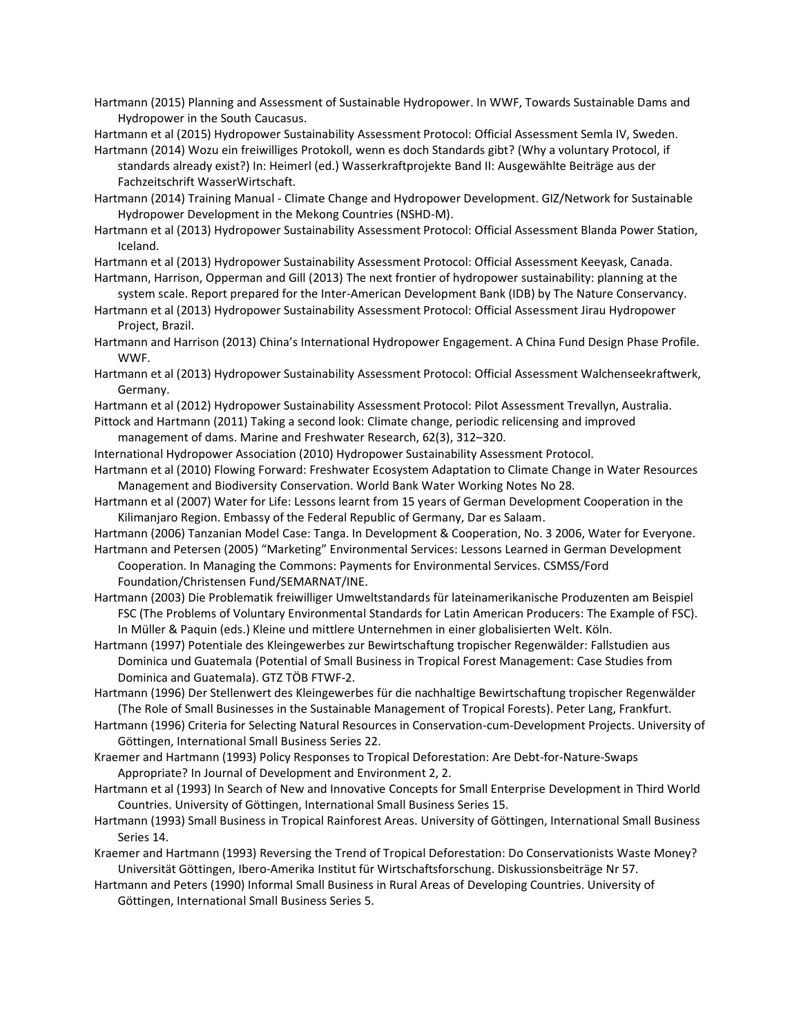Hartmann (2015) Planning and Assessment of Sustainable Hydropower. In WWF, Towards Sustainable Dams and Hydropower in the South Caucasus.

Hartmann et al (2015) Hydropower Sustainability Assessment Protocol: Official Assessment Semla IV, Sweden.

Hartmann (2014) Wozu ein freiwilliges Protokoll, wenn es doch Standards gibt? (Why a voluntary Protocol, if standards already exist?) In: Heimerl (ed.) Wasserkraftprojekte Band II: Ausgewählte Beiträge aus der Fachzeitschrift WasserWirtschaft.

Hartmann (2014) Training Manual - Climate Change and Hydropower Development. GIZ/Network for Sustainable Hydropower Development in the Mekong Countries (NSHD-M).

Hartmann et al (2013) Hydropower Sustainability Assessment Protocol: Official Assessment Blanda Power Station, Iceland.

Hartmann et al (2013) Hydropower Sustainability Assessment Protocol: Official Assessment Keeyask, Canada.

Hartmann, Harrison, Opperman and Gill (2013) The next frontier of hydropower sustainability: planning at the system scale. Report prepared for the Inter-American Development Bank (IDB) by The Nature Conservancy.

Hartmann et al (2013) Hydropower Sustainability Assessment Protocol: Official Assessment Jirau Hydropower Project, Brazil.

Hartmann and Harrison (2013) China's International Hydropower Engagement. A China Fund Design Phase Profile. WWF.

Hartmann et al (2013) Hydropower Sustainability Assessment Protocol: Official Assessment Walchenseekraftwerk, Germany.

Hartmann et al (2012) Hydropower Sustainability Assessment Protocol: Pilot Assessment Trevallyn, Australia.

Pittock and Hartmann (2011) Taking a second look: Climate change, periodic relicensing and improved management of dams. Marine and Freshwater Research, 62(3), 312–320.

International Hydropower Association (2010) Hydropower Sustainability Assessment Protocol.

Hartmann et al (2010) Flowing Forward: Freshwater Ecosystem Adaptation to Climate Change in Water Resources Management and Biodiversity Conservation. World Bank Water Working Notes No 28.

Hartmann et al (2007) Water for Life: Lessons learnt from 15 years of German Development Cooperation in the Kilimanjaro Region. Embassy of the Federal Republic of Germany, Dar es Salaam.

Hartmann (2006) Tanzanian Model Case: Tanga. In Development & Cooperation, No. 3 2006, Water for Everyone.

Hartmann and Petersen (2005) "Marketing" Environmental Services: Lessons Learned in German Development Cooperation. In Managing the Commons: Payments for Environmental Services. CSMSS/Ford Foundation/Christensen Fund/SEMARNAT/INE.

Hartmann (2003) Die Problematik freiwilliger Umweltstandards für lateinamerikanische Produzenten am Beispiel FSC (The Problems of Voluntary Environmental Standards for Latin American Producers: The Example of FSC). In Müller & Paquin (eds.) Kleine und mittlere Unternehmen in einer globalisierten Welt. Köln.

Hartmann (1997) Potentiale des Kleingewerbes zur Bewirtschaftung tropischer Regenwälder: Fallstudien aus Dominica und Guatemala (Potential of Small Business in Tropical Forest Management: Case Studies from Dominica and Guatemala). GTZ TÖB FTWF-2.

Hartmann (1996) Der Stellenwert des Kleingewerbes für die nachhaltige Bewirtschaftung tropischer Regenwälder (The Role of Small Businesses in the Sustainable Management of Tropical Forests). Peter Lang, Frankfurt.

Hartmann (1996) Criteria for Selecting Natural Resources in Conservation-cum-Development Projects. University of Göttingen, International Small Business Series 22.

Kraemer and Hartmann (1993) Policy Responses to Tropical Deforestation: Are Debt-for-Nature-Swaps Appropriate? In Journal of Development and Environment 2, 2.

Hartmann et al (1993) In Search of New and Innovative Concepts for Small Enterprise Development in Third World Countries. University of Göttingen, International Small Business Series 15.

Hartmann (1993) Small Business in Tropical Rainforest Areas. University of Göttingen, International Small Business Series 14.

Kraemer and Hartmann (1993) Reversing the Trend of Tropical Deforestation: Do Conservationists Waste Money? Universität Göttingen, Ibero-Amerika Institut für Wirtschaftsforschung. Diskussionsbeiträge Nr 57.

Hartmann and Peters (1990) Informal Small Business in Rural Areas of Developing Countries. University of Göttingen, International Small Business Series 5.